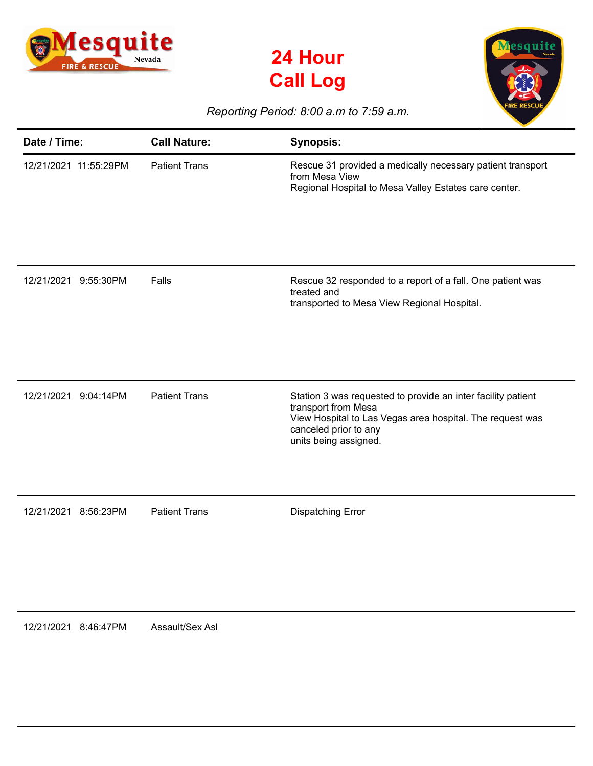# 24 Hour Call Log

*Reporting Period: 8:00 a.m to 7:59 a.m.*

| Date / Time: | Call Nature: | Synopsis: |
| --- | --- | --- |
| 12/21/2021 11:55:29PM | Patient Trans | Rescue 31 provided a medically necessary patient transport from Mesa View Regional Hospital to Mesa Valley Estates care center. |
| 12/21/2021 9:55:30PM | Falls | Rescue 32 responded to a report of a fall. One patient was treated and transported to Mesa View Regional Hospital. |
| 12/21/2021 9:04:14PM | Patient Trans | Station 3 was requested to provide an inter facility patient transport from Mesa View Hospital to Las Vegas area hospital. The request was canceled prior to any units being assigned. |
| 12/21/2021 8:56:23PM | Patient Trans | Dispatching Error |
| 12/21/2021 8:46:47PM | Assault/Sex Asl | |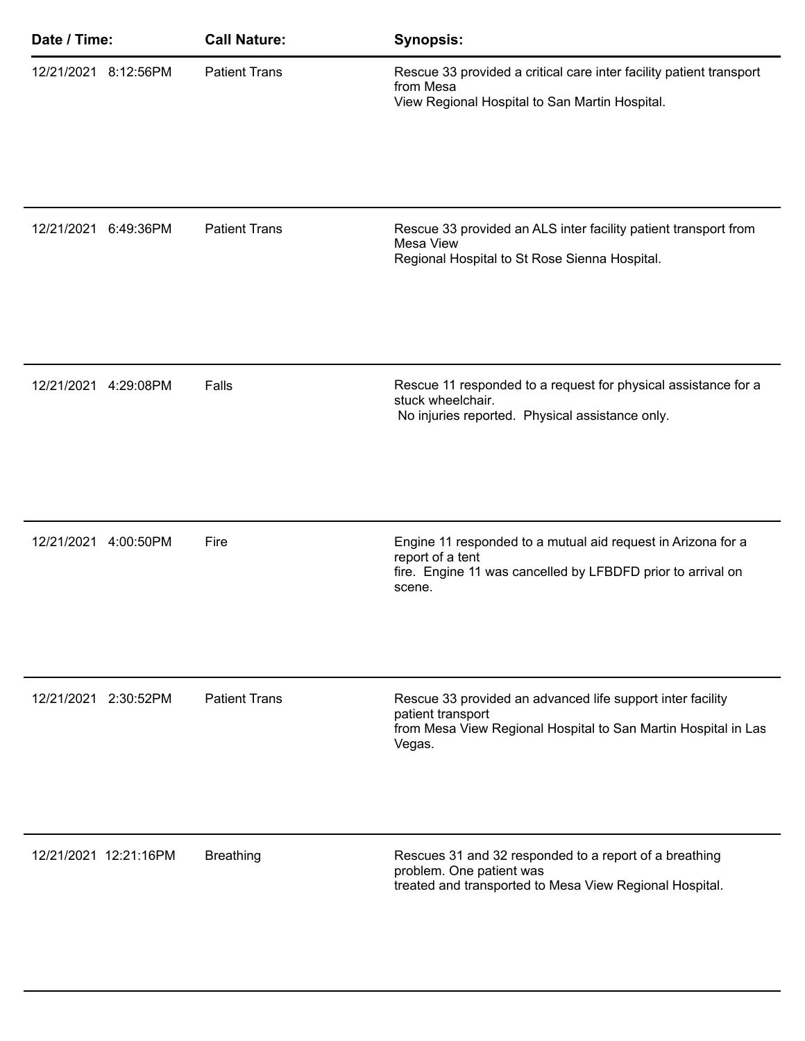| Date / Time: | Call Nature: | Synopsis: |
| --- | --- | --- |
| 12/21/2021 8:12:56PM | Patient Trans | Rescue 33 provided a critical care inter facility patient transport from Mesa View Regional Hospital to San Martin Hospital. |
| 12/21/2021 6:49:36PM | Patient Trans | Rescue 33 provided an ALS inter facility patient transport from Mesa View Regional Hospital to St Rose Sienna Hospital. |
| 12/21/2021 4:29:08PM | Falls | Rescue 11 responded to a request for physical assistance for a stuck wheelchair. No injuries reported. Physical assistance only. |
| 12/21/2021 4:00:50PM | Fire | Engine 11 responded to a mutual aid request in Arizona for a report of a tent fire. Engine 11 was cancelled by LFBDFD prior to arrival on scene. |
| 12/21/2021 2:30:52PM | Patient Trans | Rescue 33 provided an advanced life support inter facility patient transport from Mesa View Regional Hospital to San Martin Hospital in Las Vegas. |
| 12/21/2021 12:21:16PM | Breathing | Rescues 31 and 32 responded to a report of a breathing problem. One patient was treated and transported to Mesa View Regional Hospital. |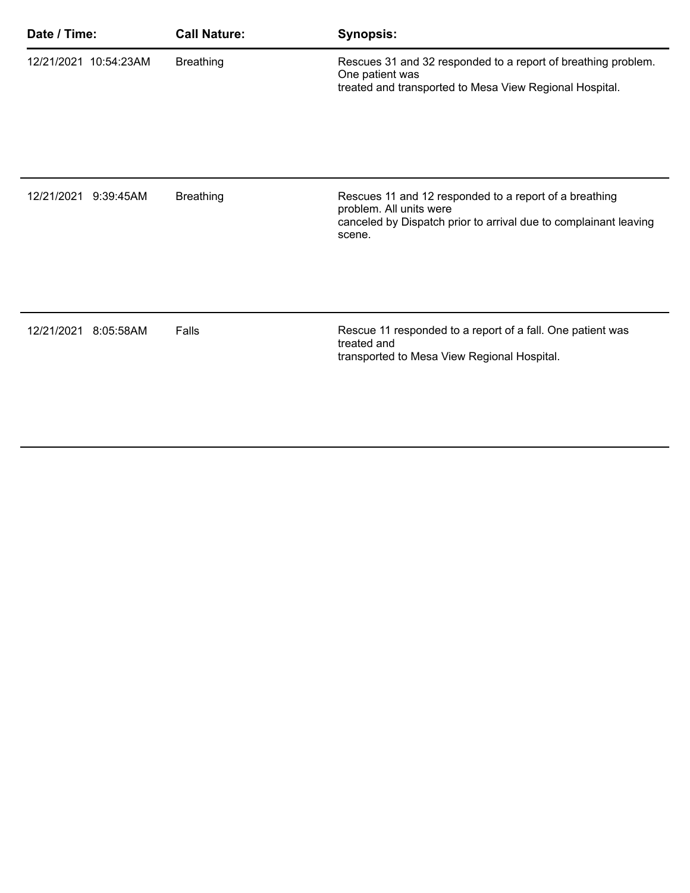| Date / Time: | Call Nature: | Synopsis: |
| --- | --- | --- |
| 12/21/2021 10:54:23AM | Breathing | Rescues 31 and 32 responded to a report of breathing problem. One patient was treated and transported to Mesa View Regional Hospital. |
| 12/21/2021 9:39:45AM | Breathing | Rescues 11 and 12 responded to a report of a breathing problem. All units were canceled by Dispatch prior to arrival due to complainant leaving scene. |
| 12/21/2021 8:05:58AM | Falls | Rescue 11 responded to a report of a fall. One patient was treated and transported to Mesa View Regional Hospital. |